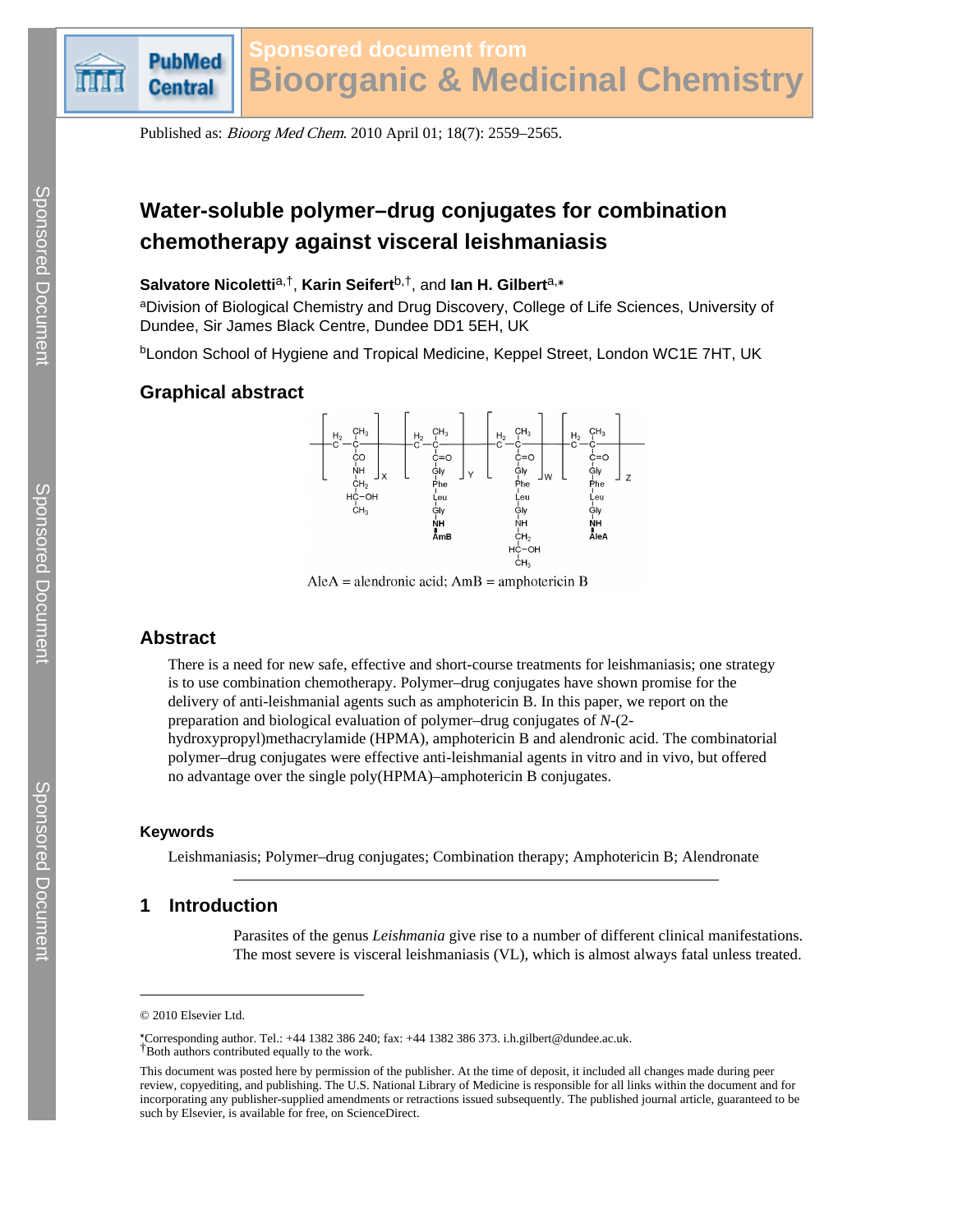# Water-soluble polymer–drug conjugates for combination chemotherapy against visceral leishmaniasis

**Salvatore Nicoletti**[a,†], **Karin Seifert**[b,†], and **Ian H. Gilbert**[a,*]

[a]Division of Biological Chemistry and Drug Discovery, College of Life Sciences, University of Dundee, Sir James Black Centre, Dundee DD1 5EH, UK

[b]London School of Hygiene and Tropical Medicine, Keppel Street, London WC1E 7HT, UK

## Graphical abstract

AleA = alendronic acid; AmB = amphotericin B

## Abstract

There is a need for new safe, effective and short-course treatments for leishmaniasis; one strategy is to use combination chemotherapy. Polymer–drug conjugates have shown promise for the delivery of anti-leishmanial agents such as amphotericin B. In this paper, we report on the preparation and biological evaluation of polymer–drug conjugates of *N*-(2-hydroxypropyl)methacrylamide (HPMA), amphotericin B and alendronic acid. The combinatorial polymer–drug conjugates were effective anti-leishmanial agents in vitro and in vivo, but offered no advantage over the single poly(HPMA)–amphotericin B conjugates.

### Keywords

Leishmaniasis; Polymer–drug conjugates; Combination therapy; Amphotericin B; Alendronate

## 1 Introduction

Parasites of the genus *Leishmania* give rise to a number of different clinical manifestations. The most severe is visceral leishmaniasis (VL), which is almost always fatal unless treated.

© 2010 Elsevier Ltd.

*Corresponding author. Tel.: +44 1382 386 240; fax: +44 1382 386 373. i.h.gilbert@dundee.ac.uk.

†Both authors contributed equally to the work.

This document was posted here by permission of the publisher. At the time of deposit, it included all changes made during peer review, copyediting, and publishing. The U.S. National Library of Medicine is responsible for all links within the document and for incorporating any publisher-supplied amendments or retractions issued subsequently. The published journal article, guaranteed to be such by Elsevier, is available for free, on ScienceDirect.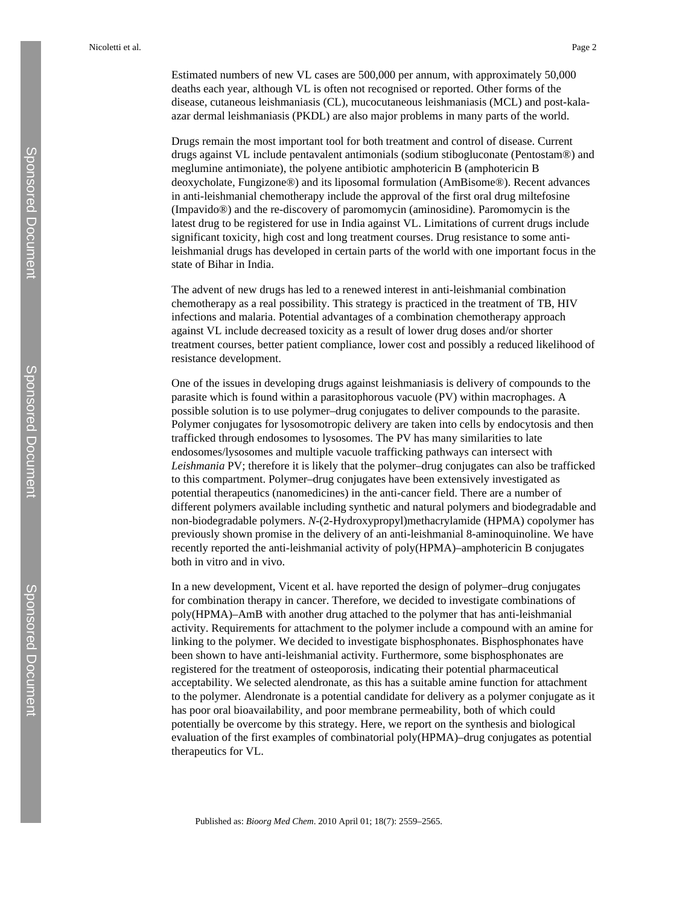Estimated numbers of new VL cases are 500,000 per annum, with approximately 50,000 deaths each year, although VL is often not recognised or reported. Other forms of the disease, cutaneous leishmaniasis (CL), mucocutaneous leishmaniasis (MCL) and post-kala-azar dermal leishmaniasis (PKDL) are also major problems in many parts of the world.

Drugs remain the most important tool for both treatment and control of disease. Current drugs against VL include pentavalent antimonials (sodium stibogluconate (Pentostam®) and meglumine antimoniate), the polyene antibiotic amphotericin B (amphotericin B deoxycholate, Fungizone®) and its liposomal formulation (AmBisome®). Recent advances in anti-leishmanial chemotherapy include the approval of the first oral drug miltefosine (Impavido®) and the re-discovery of paromomycin (aminosidine). Paromomycin is the latest drug to be registered for use in India against VL. Limitations of current drugs include significant toxicity, high cost and long treatment courses. Drug resistance to some anti-leishmanial drugs has developed in certain parts of the world with one important focus in the state of Bihar in India.

The advent of new drugs has led to a renewed interest in anti-leishmanial combination chemotherapy as a real possibility. This strategy is practiced in the treatment of TB, HIV infections and malaria. Potential advantages of a combination chemotherapy approach against VL include decreased toxicity as a result of lower drug doses and/or shorter treatment courses, better patient compliance, lower cost and possibly a reduced likelihood of resistance development.

One of the issues in developing drugs against leishmaniasis is delivery of compounds to the parasite which is found within a parasitophorous vacuole (PV) within macrophages. A possible solution is to use polymer–drug conjugates to deliver compounds to the parasite. Polymer conjugates for lysosomotropic delivery are taken into cells by endocytosis and then trafficked through endosomes to lysosomes. The PV has many similarities to late endosomes/lysosomes and multiple vacuole trafficking pathways can intersect with *Leishmania* PV; therefore it is likely that the polymer–drug conjugates can also be trafficked to this compartment. Polymer–drug conjugates have been extensively investigated as potential therapeutics (nanomedicines) in the anti-cancer field. There are a number of different polymers available including synthetic and natural polymers and biodegradable and non-biodegradable polymers. *N*-(2-Hydroxypropyl)methacrylamide (HPMA) copolymer has previously shown promise in the delivery of an anti-leishmanial 8-aminoquinoline. We have recently reported the anti-leishmanial activity of poly(HPMA)–amphotericin B conjugates both in vitro and in vivo.

In a new development, Vicent et al. have reported the design of polymer–drug conjugates for combination therapy in cancer. Therefore, we decided to investigate combinations of poly(HPMA)–AmB with another drug attached to the polymer that has anti-leishmanial activity. Requirements for attachment to the polymer include a compound with an amine for linking to the polymer. We decided to investigate bisphosphonates. Bisphosphonates have been shown to have anti-leishmanial activity. Furthermore, some bisphosphonates are registered for the treatment of osteoporosis, indicating their potential pharmaceutical acceptability. We selected alendronate, as this has a suitable amine function for attachment to the polymer. Alendronate is a potential candidate for delivery as a polymer conjugate as it has poor oral bioavailability, and poor membrane permeability, both of which could potentially be overcome by this strategy. Here, we report on the synthesis and biological evaluation of the first examples of combinatorial poly(HPMA)–drug conjugates as potential therapeutics for VL.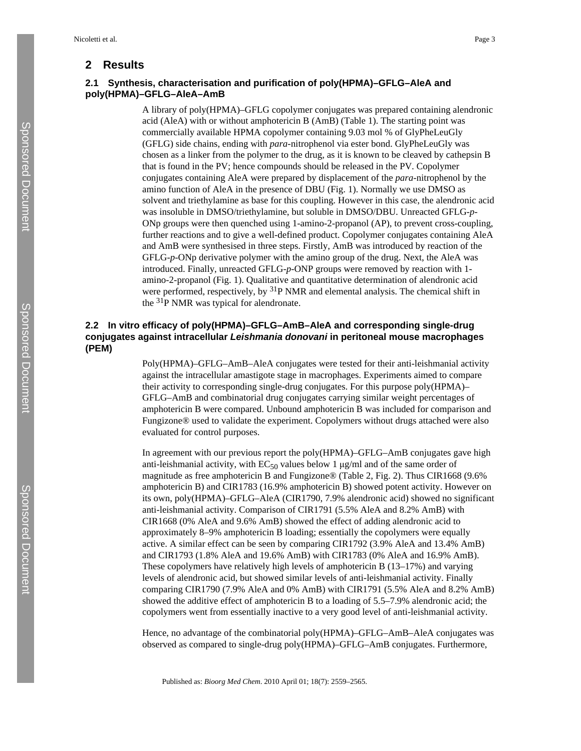## 2 Results

### 2.1 Synthesis, characterisation and purification of poly(HPMA)–GFLG–AleA and poly(HPMA)–GFLG–AleA–AmB

A library of poly(HPMA)–GFLG copolymer conjugates was prepared containing alendronic acid (AleA) with or without amphotericin B (AmB) (Table 1). The starting point was commercially available HPMA copolymer containing 9.03 mol % of GlyPheLeuGly (GFLG) side chains, ending with *para*-nitrophenol via ester bond. GlyPheLeuGly was chosen as a linker from the polymer to the drug, as it is known to be cleaved by cathepsin B that is found in the PV; hence compounds should be released in the PV. Copolymer conjugates containing AleA were prepared by displacement of the *para*-nitrophenol by the amino function of AleA in the presence of DBU (Fig. 1). Normally we use DMSO as solvent and triethylamine as base for this coupling. However in this case, the alendronic acid was insoluble in DMSO/triethylamine, but soluble in DMSO/DBU. Unreacted GFLG-*p*-ONp groups were then quenched using 1-amino-2-propanol (AP), to prevent cross-coupling, further reactions and to give a well-defined product. Copolymer conjugates containing AleA and AmB were synthesised in three steps. Firstly, AmB was introduced by reaction of the GFLG-*p*-ONp derivative polymer with the amino group of the drug. Next, the AleA was introduced. Finally, unreacted GFLG-*p*-ONP groups were removed by reaction with 1-amino-2-propanol (Fig. 1). Qualitative and quantitative determination of alendronic acid were performed, respectively, by $^{31}$P NMR and elemental analysis. The chemical shift in the $^{31}$P NMR was typical for alendronate.

### 2.2 In vitro efficacy of poly(HPMA)–GFLG–AmB–AleA and corresponding single-drug conjugates against intracellular *Leishmania donovani* in peritoneal mouse macrophages (PEM)

Poly(HPMA)–GFLG–AmB–AleA conjugates were tested for their anti-leishmanial activity against the intracellular amastigote stage in macrophages. Experiments aimed to compare their activity to corresponding single-drug conjugates. For this purpose poly(HPMA)–GFLG–AmB and combinatorial drug conjugates carrying similar weight percentages of amphotericin B were compared. Unbound amphotericin B was included for comparison and Fungizone® used to validate the experiment. Copolymers without drugs attached were also evaluated for control purposes.

In agreement with our previous report the poly(HPMA)–GFLG–AmB conjugates gave high anti-leishmanial activity, with $EC_{50}$ values below 1 μg/ml and of the same order of magnitude as free amphotericin B and Fungizone® (Table 2, Fig. 2). Thus CIR1668 (9.6% amphotericin B) and CIR1783 (16.9% amphotericin B) showed potent activity. However on its own, poly(HPMA)–GFLG–AleA (CIR1790, 7.9% alendronic acid) showed no significant anti-leishmanial activity. Comparison of CIR1791 (5.5% AleA and 8.2% AmB) with CIR1668 (0% AleA and 9.6% AmB) showed the effect of adding alendronic acid to approximately 8–9% amphotericin B loading; essentially the copolymers were equally active. A similar effect can be seen by comparing CIR1792 (3.9% AleA and 13.4% AmB) and CIR1793 (1.8% AleA and 19.6% AmB) with CIR1783 (0% AleA and 16.9% AmB). These copolymers have relatively high levels of amphotericin B (13–17%) and varying levels of alendronic acid, but showed similar levels of anti-leishmanial activity. Finally comparing CIR1790 (7.9% AleA and 0% AmB) with CIR1791 (5.5% AleA and 8.2% AmB) showed the additive effect of amphotericin B to a loading of 5.5–7.9% alendronic acid; the copolymers went from essentially inactive to a very good level of anti-leishmanial activity.

Hence, no advantage of the combinatorial poly(HPMA)–GFLG–AmB–AleA conjugates was observed as compared to single-drug poly(HPMA)–GFLG–AmB conjugates. Furthermore,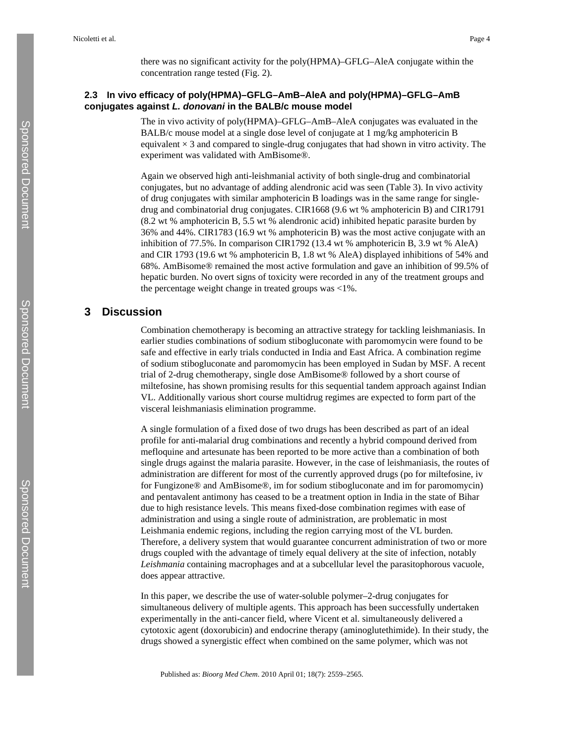there was no significant activity for the poly(HPMA)–GFLG–AleA conjugate within the concentration range tested (Fig. 2).

### 2.3 In vivo efficacy of poly(HPMA)–GFLG–AmB–AleA and poly(HPMA)–GFLG–AmB conjugates against *L. donovani* in the BALB/c mouse model

The in vivo activity of poly(HPMA)–GFLG–AmB–AleA conjugates was evaluated in the BALB/c mouse model at a single dose level of conjugate at 1 mg/kg amphotericin B equivalent × 3 and compared to single-drug conjugates that had shown in vitro activity. The experiment was validated with AmBisome®.

Again we observed high anti-leishmanial activity of both single-drug and combinatorial conjugates, but no advantage of adding alendronic acid was seen (Table 3). In vivo activity of drug conjugates with similar amphotericin B loadings was in the same range for single-drug and combinatorial drug conjugates. CIR1668 (9.6 wt % amphotericin B) and CIR1791 (8.2 wt % amphotericin B, 5.5 wt % alendronic acid) inhibited hepatic parasite burden by 36% and 44%. CIR1783 (16.9 wt % amphotericin B) was the most active conjugate with an inhibition of 77.5%. In comparison CIR1792 (13.4 wt % amphotericin B, 3.9 wt % AleA) and CIR 1793 (19.6 wt % amphotericin B, 1.8 wt % AleA) displayed inhibitions of 54% and 68%. AmBisome® remained the most active formulation and gave an inhibition of 99.5% of hepatic burden. No overt signs of toxicity were recorded in any of the treatment groups and the percentage weight change in treated groups was <1%.

## 3 Discussion

Combination chemotherapy is becoming an attractive strategy for tackling leishmaniasis. In earlier studies combinations of sodium stibogluconate with paromomycin were found to be safe and effective in early trials conducted in India and East Africa. A combination regime of sodium stibogluconate and paromomycin has been employed in Sudan by MSF. A recent trial of 2-drug chemotherapy, single dose AmBisome® followed by a short course of miltefosine, has shown promising results for this sequential tandem approach against Indian VL. Additionally various short course multidrug regimes are expected to form part of the visceral leishmaniasis elimination programme.

A single formulation of a fixed dose of two drugs has been described as part of an ideal profile for anti-malarial drug combinations and recently a hybrid compound derived from mefloquine and artesunate has been reported to be more active than a combination of both single drugs against the malaria parasite. However, in the case of leishmaniasis, the routes of administration are different for most of the currently approved drugs (po for miltefosine, iv for Fungizone® and AmBisome®, im for sodium stibogluconate and im for paromomycin) and pentavalent antimony has ceased to be a treatment option in India in the state of Bihar due to high resistance levels. This means fixed-dose combination regimes with ease of administration and using a single route of administration, are problematic in most Leishmania endemic regions, including the region carrying most of the VL burden. Therefore, a delivery system that would guarantee concurrent administration of two or more drugs coupled with the advantage of timely equal delivery at the site of infection, notably *Leishmania* containing macrophages and at a subcellular level the parasitophorous vacuole, does appear attractive.

In this paper, we describe the use of water-soluble polymer–2-drug conjugates for simultaneous delivery of multiple agents. This approach has been successfully undertaken experimentally in the anti-cancer field, where Vicent et al. simultaneously delivered a cytotoxic agent (doxorubicin) and endocrine therapy (aminoglutethimide). In their study, the drugs showed a synergistic effect when combined on the same polymer, which was not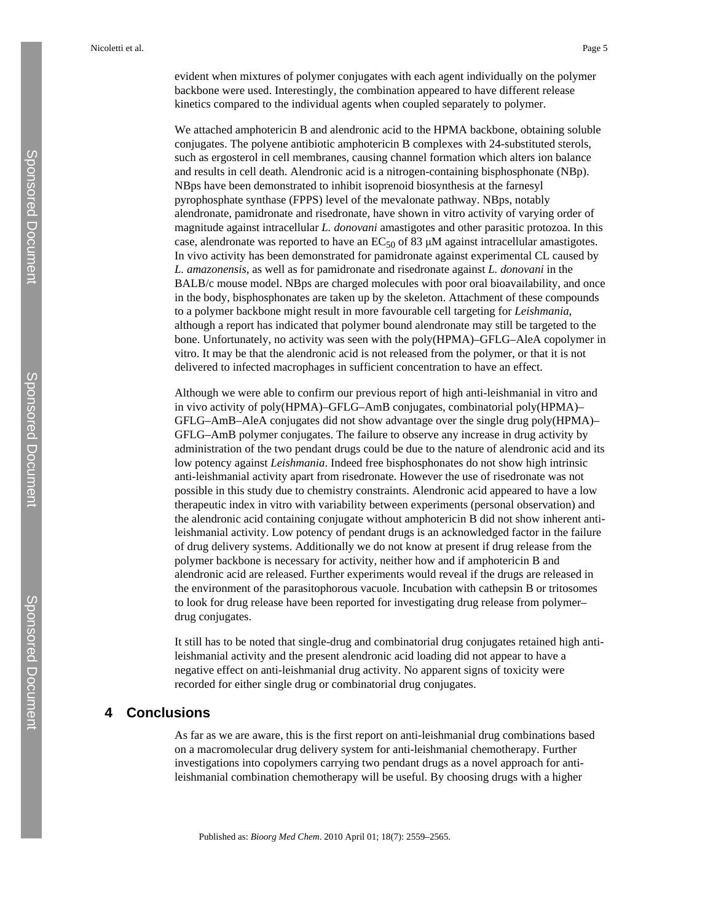evident when mixtures of polymer conjugates with each agent individually on the polymer backbone were used. Interestingly, the combination appeared to have different release kinetics compared to the individual agents when coupled separately to polymer.

We attached amphotericin B and alendronic acid to the HPMA backbone, obtaining soluble conjugates. The polyene antibiotic amphotericin B complexes with 24-substituted sterols, such as ergosterol in cell membranes, causing channel formation which alters ion balance and results in cell death. Alendronic acid is a nitrogen-containing bisphosphonate (NBp). NBps have been demonstrated to inhibit isoprenoid biosynthesis at the farnesyl pyrophosphate synthase (FPPS) level of the mevalonate pathway. NBps, notably alendronate, pamidronate and risedronate, have shown in vitro activity of varying order of magnitude against intracellular *L. donovani* amastigotes and other parasitic protozoa. In this case, alendronate was reported to have an $EC_{50}$ of 83 μM against intracellular amastigotes. In vivo activity has been demonstrated for pamidronate against experimental CL caused by *L. amazonensis*, as well as for pamidronate and risedronate against *L. donovani* in the BALB/c mouse model. NBps are charged molecules with poor oral bioavailability, and once in the body, bisphosphonates are taken up by the skeleton. Attachment of these compounds to a polymer backbone might result in more favourable cell targeting for *Leishmania*, although a report has indicated that polymer bound alendronate may still be targeted to the bone. Unfortunately, no activity was seen with the poly(HPMA)–GFLG–AleA copolymer in vitro. It may be that the alendronic acid is not released from the polymer, or that it is not delivered to infected macrophages in sufficient concentration to have an effect.

Although we were able to confirm our previous report of high anti-leishmanial in vitro and in vivo activity of poly(HPMA)–GFLG–AmB conjugates, combinatorial poly(HPMA)–GFLG–AmB–AleA conjugates did not show advantage over the single drug poly(HPMA)–GFLG–AmB polymer conjugates. The failure to observe any increase in drug activity by administration of the two pendant drugs could be due to the nature of alendronic acid and its low potency against *Leishmania*. Indeed free bisphosphonates do not show high intrinsic anti-leishmanial activity apart from risedronate. However the use of risedronate was not possible in this study due to chemistry constraints. Alendronic acid appeared to have a low therapeutic index in vitro with variability between experiments (personal observation) and the alendronic acid containing conjugate without amphotericin B did not show inherent anti-leishmanial activity. Low potency of pendant drugs is an acknowledged factor in the failure of drug delivery systems. Additionally we do not know at present if drug release from the polymer backbone is necessary for activity, neither how and if amphotericin B and alendronic acid are released. Further experiments would reveal if the drugs are released in the environment of the parasitophorous vacuole. Incubation with cathepsin B or tritosomes to look for drug release have been reported for investigating drug release from polymer–drug conjugates.

It still has to be noted that single-drug and combinatorial drug conjugates retained high anti-leishmanial activity and the present alendronic acid loading did not appear to have a negative effect on anti-leishmanial drug activity. No apparent signs of toxicity were recorded for either single drug or combinatorial drug conjugates.

## 4 Conclusions

As far as we are aware, this is the first report on anti-leishmanial drug combinations based on a macromolecular drug delivery system for anti-leishmanial chemotherapy. Further investigations into copolymers carrying two pendant drugs as a novel approach for anti-leishmanial combination chemotherapy will be useful. By choosing drugs with a higher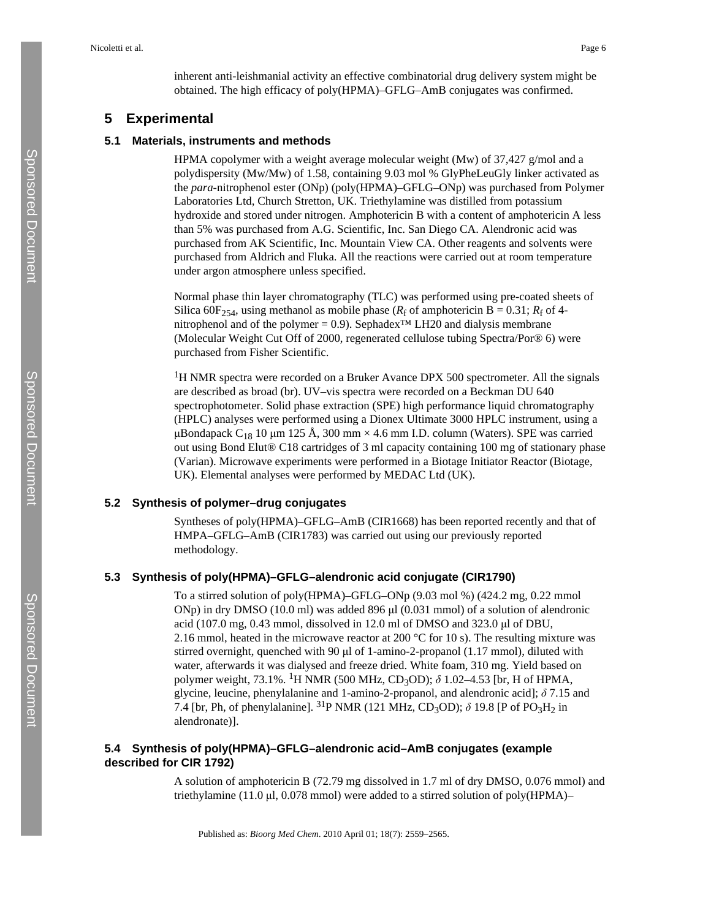inherent anti-leishmanial activity an effective combinatorial drug delivery system might be obtained. The high efficacy of poly(HPMA)–GFLG–AmB conjugates was confirmed.

## 5 Experimental

### 5.1 Materials, instruments and methods

HPMA copolymer with a weight average molecular weight (Mw) of 37,427 g/mol and a polydispersity (Mw/Mw) of 1.58, containing 9.03 mol % GlyPheLeuGly linker activated as the *para*-nitrophenol ester (ONp) (poly(HPMA)–GFLG–ONp) was purchased from Polymer Laboratories Ltd, Church Stretton, UK. Triethylamine was distilled from potassium hydroxide and stored under nitrogen. Amphotericin B with a content of amphotericin A less than 5% was purchased from A.G. Scientific, Inc. San Diego CA. Alendronic acid was purchased from AK Scientific, Inc. Mountain View CA. Other reagents and solvents were purchased from Aldrich and Fluka. All the reactions were carried out at room temperature under argon atmosphere unless specified.

Normal phase thin layer chromatography (TLC) was performed using pre-coated sheets of Silica $60F_{254}$, using methanol as mobile phase ($R_f$ of amphotericin B = 0.31; $R_f$ of 4-nitrophenol and of the polymer = 0.9). Sephadex™ LH20 and dialysis membrane (Molecular Weight Cut Off of 2000, regenerated cellulose tubing Spectra/Por® 6) were purchased from Fisher Scientific.

$^1$H NMR spectra were recorded on a Bruker Avance DPX 500 spectrometer. All the signals are described as broad (br). UV–vis spectra were recorded on a Beckman DU 640 spectrophotometer. Solid phase extraction (SPE) high performance liquid chromatography (HPLC) analyses were performed using a Dionex Ultimate 3000 HPLC instrument, using a μBondapack $C_{18}$ 10 μm 125 Å, 300 mm × 4.6 mm I.D. column (Waters). SPE was carried out using Bond Elut® C18 cartridges of 3 ml capacity containing 100 mg of stationary phase (Varian). Microwave experiments were performed in a Biotage Initiator Reactor (Biotage, UK). Elemental analyses were performed by MEDAC Ltd (UK).

### 5.2 Synthesis of polymer–drug conjugates

Syntheses of poly(HPMA)–GFLG–AmB (CIR1668) has been reported recently and that of HMPA–GFLG–AmB (CIR1783) was carried out using our previously reported methodology.

### 5.3 Synthesis of poly(HPMA)–GFLG–alendronic acid conjugate (CIR1790)

To a stirred solution of poly(HPMA)–GFLG–ONp (9.03 mol %) (424.2 mg, 0.22 mmol ONp) in dry DMSO (10.0 ml) was added 896 μl (0.031 mmol) of a solution of alendronic acid (107.0 mg, 0.43 mmol, dissolved in 12.0 ml of DMSO and 323.0 μl of DBU, 2.16 mmol, heated in the microwave reactor at 200 °C for 10 s). The resulting mixture was stirred overnight, quenched with 90 μl of 1-amino-2-propanol (1.17 mmol), diluted with water, afterwards it was dialysed and freeze dried. White foam, 310 mg. Yield based on polymer weight, 73.1%. $^1$H NMR (500 MHz, $CD_3OD$); $\delta$ 1.02–4.53 [br, H of HPMA, glycine, leucine, phenylalanine and 1-amino-2-propanol, and alendronic acid]; $\delta$ 7.15 and 7.4 [br, Ph, of phenylalanine]. $^{31}$P NMR (121 MHz, $CD_3OD$); $\delta$ 19.8 [P of $PO_3H_2$ in alendronate)].

### 5.4 Synthesis of poly(HPMA)–GFLG–alendronic acid–AmB conjugates (example described for CIR 1792)

A solution of amphotericin B (72.79 mg dissolved in 1.7 ml of dry DMSO, 0.076 mmol) and triethylamine (11.0 μl, 0.078 mmol) were added to a stirred solution of poly(HPMA)–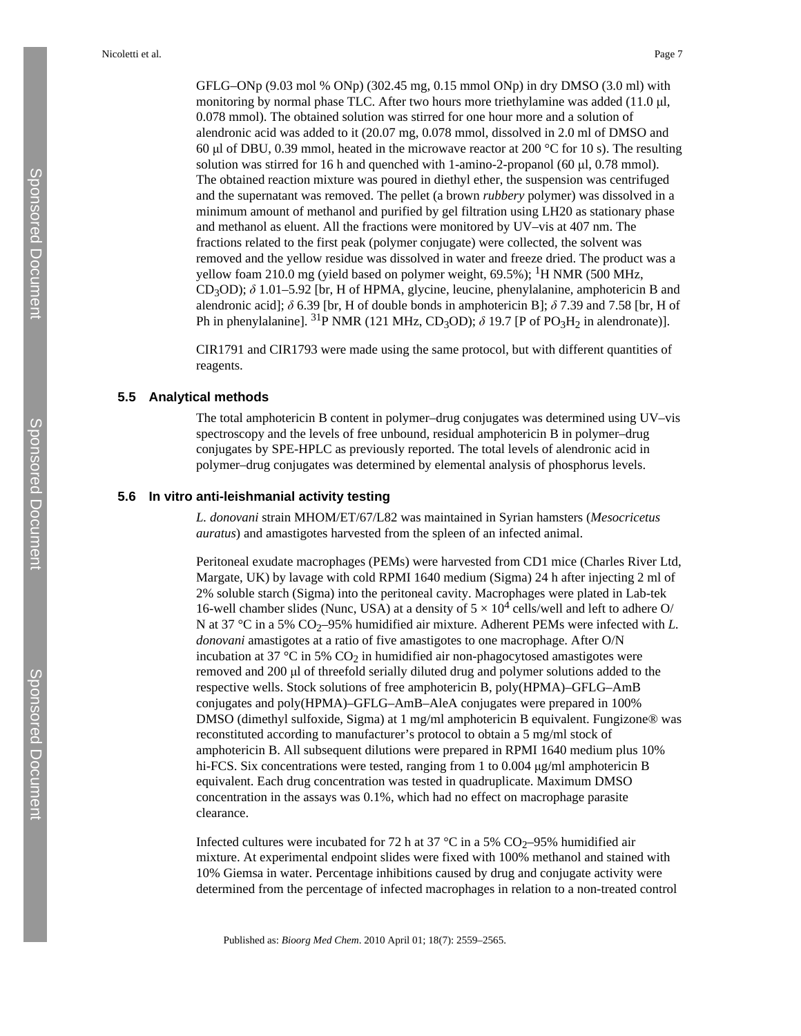GFLG–ONp (9.03 mol % ONp) (302.45 mg, 0.15 mmol ONp) in dry DMSO (3.0 ml) with monitoring by normal phase TLC. After two hours more triethylamine was added (11.0 μl, 0.078 mmol). The obtained solution was stirred for one hour more and a solution of alendronic acid was added to it (20.07 mg, 0.078 mmol, dissolved in 2.0 ml of DMSO and 60 μl of DBU, 0.39 mmol, heated in the microwave reactor at 200 °C for 10 s). The resulting solution was stirred for 16 h and quenched with 1-amino-2-propanol (60 μl, 0.78 mmol). The obtained reaction mixture was poured in diethyl ether, the suspension was centrifuged and the supernatant was removed. The pellet (a brown *rubbery* polymer) was dissolved in a minimum amount of methanol and purified by gel filtration using LH20 as stationary phase and methanol as eluent. All the fractions were monitored by UV–vis at 407 nm. The fractions related to the first peak (polymer conjugate) were collected, the solvent was removed and the yellow residue was dissolved in water and freeze dried. The product was a yellow foam 210.0 mg (yield based on polymer weight, 69.5%); $^{1}$H NMR (500 MHz, $CD_3OD$); *δ* 1.01–5.92 [br, H of HPMA, glycine, leucine, phenylalanine, amphotericin B and alendronic acid]; *δ* 6.39 [br, H of double bonds in amphotericin B]; *δ* 7.39 and 7.58 [br, H of Ph in phenylalanine]. $^{31}$P NMR (121 MHz, $CD_3OD$); *δ* 19.7 [P of $PO_3H_2$ in alendronate)].

CIR1791 and CIR1793 were made using the same protocol, but with different quantities of reagents.

### 5.5 Analytical methods

The total amphotericin B content in polymer–drug conjugates was determined using UV–vis spectroscopy and the levels of free unbound, residual amphotericin B in polymer–drug conjugates by SPE-HPLC as previously reported. The total levels of alendronic acid in polymer–drug conjugates was determined by elemental analysis of phosphorus levels.

### 5.6 In vitro anti-leishmanial activity testing

*L. donovani* strain MHOM/ET/67/L82 was maintained in Syrian hamsters (*Mesocricetus auratus*) and amastigotes harvested from the spleen of an infected animal.

Peritoneal exudate macrophages (PEMs) were harvested from CD1 mice (Charles River Ltd, Margate, UK) by lavage with cold RPMI 1640 medium (Sigma) 24 h after injecting 2 ml of 2% soluble starch (Sigma) into the peritoneal cavity. Macrophages were plated in Lab-tek 16-well chamber slides (Nunc, USA) at a density of $5 \times 10^4$ cells/well and left to adhere O/N at 37 °C in a 5% $CO_2$–95% humidified air mixture. Adherent PEMs were infected with *L. donovani* amastigotes at a ratio of five amastigotes to one macrophage. After O/N incubation at 37 °C in 5% $CO_2$ in humidified air non-phagocytosed amastigotes were removed and 200 μl of threefold serially diluted drug and polymer solutions added to the respective wells. Stock solutions of free amphotericin B, poly(HPMA)–GFLG–AmB conjugates and poly(HPMA)–GFLG–AmB–AleA conjugates were prepared in 100% DMSO (dimethyl sulfoxide, Sigma) at 1 mg/ml amphotericin B equivalent. Fungizone® was reconstituted according to manufacturer's protocol to obtain a 5 mg/ml stock of amphotericin B. All subsequent dilutions were prepared in RPMI 1640 medium plus 10% hi-FCS. Six concentrations were tested, ranging from 1 to 0.004 μg/ml amphotericin B equivalent. Each drug concentration was tested in quadruplicate. Maximum DMSO concentration in the assays was 0.1%, which had no effect on macrophage parasite clearance.

Infected cultures were incubated for 72 h at 37 °C in a 5% $CO_2$–95% humidified air mixture. At experimental endpoint slides were fixed with 100% methanol and stained with 10% Giemsa in water. Percentage inhibitions caused by drug and conjugate activity were determined from the percentage of infected macrophages in relation to a non-treated control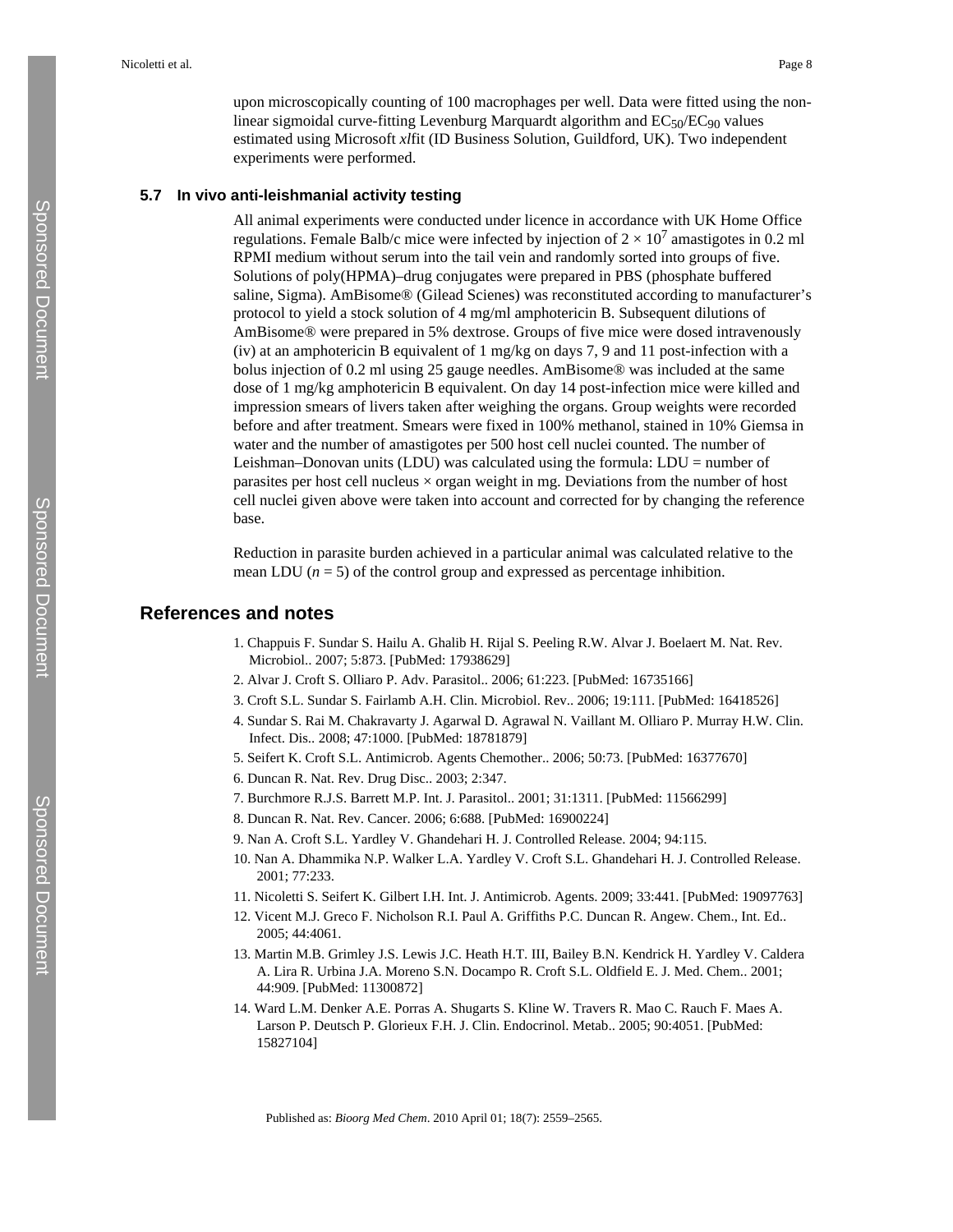upon microscopically counting of 100 macrophages per well. Data were fitted using the non-linear sigmoidal curve-fitting Levenburg Marquardt algorithm and $EC_{50}/EC_{90}$ values estimated using Microsoft *xl*fit (ID Business Solution, Guildford, UK). Two independent experiments were performed.

### 5.7 In vivo anti-leishmanial activity testing

All animal experiments were conducted under licence in accordance with UK Home Office regulations. Female Balb/c mice were infected by injection of $2 \times 10^7$ amastigotes in 0.2 ml RPMI medium without serum into the tail vein and randomly sorted into groups of five. Solutions of poly(HPMA)–drug conjugates were prepared in PBS (phosphate buffered saline, Sigma). AmBisome® (Gilead Scienes) was reconstituted according to manufacturer's protocol to yield a stock solution of 4 mg/ml amphotericin B. Subsequent dilutions of AmBisome® were prepared in 5% dextrose. Groups of five mice were dosed intravenously (iv) at an amphotericin B equivalent of 1 mg/kg on days 7, 9 and 11 post-infection with a bolus injection of 0.2 ml using 25 gauge needles. AmBisome® was included at the same dose of 1 mg/kg amphotericin B equivalent. On day 14 post-infection mice were killed and impression smears of livers taken after weighing the organs. Group weights were recorded before and after treatment. Smears were fixed in 100% methanol, stained in 10% Giemsa in water and the number of amastigotes per 500 host cell nuclei counted. The number of Leishman–Donovan units (LDU) was calculated using the formula: LDU = number of parasites per host cell nucleus × organ weight in mg. Deviations from the number of host cell nuclei given above were taken into account and corrected for by changing the reference base.

Reduction in parasite burden achieved in a particular animal was calculated relative to the mean LDU ($n = 5$) of the control group and expressed as percentage inhibition.

## References and notes

1. Chappuis F. Sundar S. Hailu A. Ghalib H. Rijal S. Peeling R.W. Alvar J. Boelaert M. Nat. Rev. Microbiol.. 2007; 5:873. [PubMed: 17938629]
2. Alvar J. Croft S. Olliaro P. Adv. Parasitol.. 2006; 61:223. [PubMed: 16735166]
3. Croft S.L. Sundar S. Fairlamb A.H. Clin. Microbiol. Rev.. 2006; 19:111. [PubMed: 16418526]
4. Sundar S. Rai M. Chakravarty J. Agarwal D. Agrawal N. Vaillant M. Olliaro P. Murray H.W. Clin. Infect. Dis.. 2008; 47:1000. [PubMed: 18781879]
5. Seifert K. Croft S.L. Antimicrob. Agents Chemother.. 2006; 50:73. [PubMed: 16377670]
6. Duncan R. Nat. Rev. Drug Disc.. 2003; 2:347.
7. Burchmore R.J.S. Barrett M.P. Int. J. Parasitol.. 2001; 31:1311. [PubMed: 11566299]
8. Duncan R. Nat. Rev. Cancer. 2006; 6:688. [PubMed: 16900224]
9. Nan A. Croft S.L. Yardley V. Ghandehari H. J. Controlled Release. 2004; 94:115.
10. Nan A. Dhammika N.P. Walker L.A. Yardley V. Croft S.L. Ghandehari H. J. Controlled Release. 2001; 77:233.
11. Nicoletti S. Seifert K. Gilbert I.H. Int. J. Antimicrob. Agents. 2009; 33:441. [PubMed: 19097763]
12. Vicent M.J. Greco F. Nicholson R.I. Paul A. Griffiths P.C. Duncan R. Angew. Chem., Int. Ed.. 2005; 44:4061.
13. Martin M.B. Grimley J.S. Lewis J.C. Heath H.T. III, Bailey B.N. Kendrick H. Yardley V. Caldera A. Lira R. Urbina J.A. Moreno S.N. Docampo R. Croft S.L. Oldfield E. J. Med. Chem.. 2001; 44:909. [PubMed: 11300872]
14. Ward L.M. Denker A.E. Porras A. Shugarts S. Kline W. Travers R. Mao C. Rauch F. Maes A. Larson P. Deutsch P. Glorieux F.H. J. Clin. Endocrinol. Metab.. 2005; 90:4051. [PubMed: 15827104]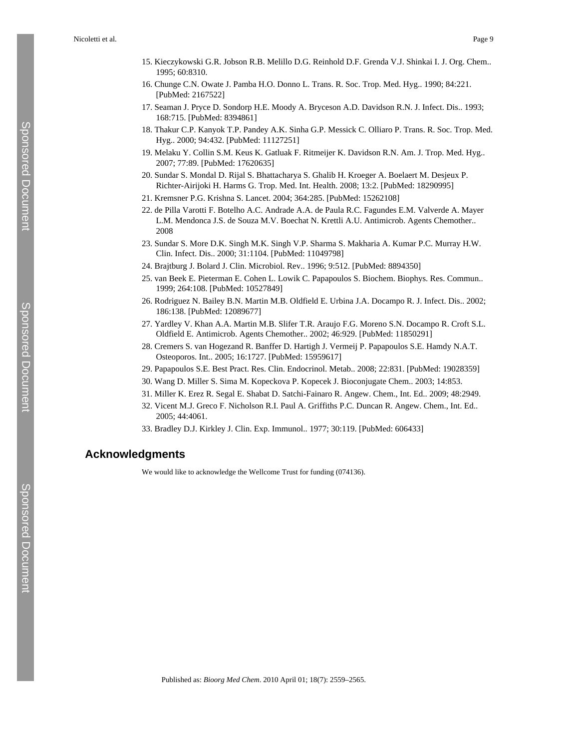15. Kieczykowski G.R. Jobson R.B. Melillo D.G. Reinhold D.F. Grenda V.J. Shinkai I. J. Org. Chem.. 1995; 60:8310.
16. Chunge C.N. Owate J. Pamba H.O. Donno L. Trans. R. Soc. Trop. Med. Hyg.. 1990; 84:221. [PubMed: 2167522]
17. Seaman J. Pryce D. Sondorp H.E. Moody A. Bryceson A.D. Davidson R.N. J. Infect. Dis.. 1993; 168:715. [PubMed: 8394861]
18. Thakur C.P. Kanyok T.P. Pandey A.K. Sinha G.P. Messick C. Olliaro P. Trans. R. Soc. Trop. Med. Hyg.. 2000; 94:432. [PubMed: 11127251]
19. Melaku Y. Collin S.M. Keus K. Gatluak F. Ritmeijer K. Davidson R.N. Am. J. Trop. Med. Hyg.. 2007; 77:89. [PubMed: 17620635]
20. Sundar S. Mondal D. Rijal S. Bhattacharya S. Ghalib H. Kroeger A. Boelaert M. Desjeux P. Richter-Airijoki H. Harms G. Trop. Med. Int. Health. 2008; 13:2. [PubMed: 18290995]
21. Kremsner P.G. Krishna S. Lancet. 2004; 364:285. [PubMed: 15262108]
22. de Pilla Varotti F. Botelho A.C. Andrade A.A. de Paula R.C. Fagundes E.M. Valverde A. Mayer L.M. Mendonca J.S. de Souza M.V. Boechat N. Krettli A.U. Antimicrob. Agents Chemother.. 2008
23. Sundar S. More D.K. Singh M.K. Singh V.P. Sharma S. Makharia A. Kumar P.C. Murray H.W. Clin. Infect. Dis.. 2000; 31:1104. [PubMed: 11049798]
24. Brajtburg J. Bolard J. Clin. Microbiol. Rev.. 1996; 9:512. [PubMed: 8894350]
25. van Beek E. Pieterman E. Cohen L. Lowik C. Papapoulos S. Biochem. Biophys. Res. Commun.. 1999; 264:108. [PubMed: 10527849]
26. Rodriguez N. Bailey B.N. Martin M.B. Oldfield E. Urbina J.A. Docampo R. J. Infect. Dis.. 2002; 186:138. [PubMed: 12089677]
27. Yardley V. Khan A.A. Martin M.B. Slifer T.R. Araujo F.G. Moreno S.N. Docampo R. Croft S.L. Oldfield E. Antimicrob. Agents Chemother.. 2002; 46:929. [PubMed: 11850291]
28. Cremers S. van Hogezand R. Banffer D. Hartigh J. Vermeij P. Papapoulos S.E. Hamdy N.A.T. Osteoporos. Int.. 2005; 16:1727. [PubMed: 15959617]
29. Papapoulos S.E. Best Pract. Res. Clin. Endocrinol. Metab.. 2008; 22:831. [PubMed: 19028359]
30. Wang D. Miller S. Sima M. Kopeckova P. Kopecek J. Bioconjugate Chem.. 2003; 14:853.
31. Miller K. Erez R. Segal E. Shabat D. Satchi-Fainaro R. Angew. Chem., Int. Ed.. 2009; 48:2949.
32. Vicent M.J. Greco F. Nicholson R.I. Paul A. Griffiths P.C. Duncan R. Angew. Chem., Int. Ed.. 2005; 44:4061.
33. Bradley D.J. Kirkley J. Clin. Exp. Immunol.. 1977; 30:119. [PubMed: 606433]

## Acknowledgments

We would like to acknowledge the Wellcome Trust for funding (074136).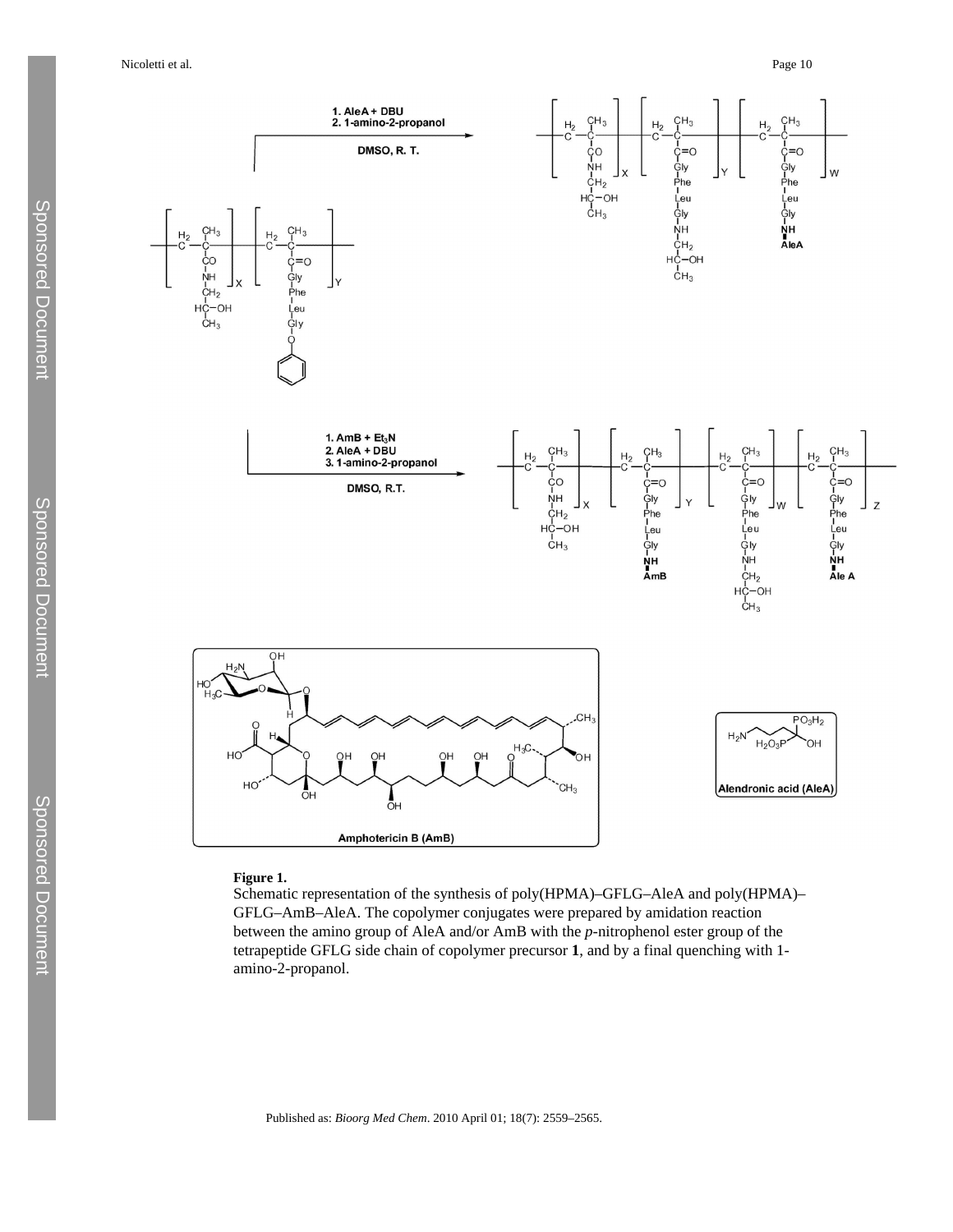**Figure 1.**

Schematic representation of the synthesis of poly(HPMA)–GFLG–AleA and poly(HPMA)–GFLG–AmB–AleA. The copolymer conjugates were prepared by amidation reaction between the amino group of AleA and/or AmB with the *p*-nitrophenol ester group of the tetrapeptide GFLG side chain of copolymer precursor **1**, and by a final quenching with 1-amino-2-propanol.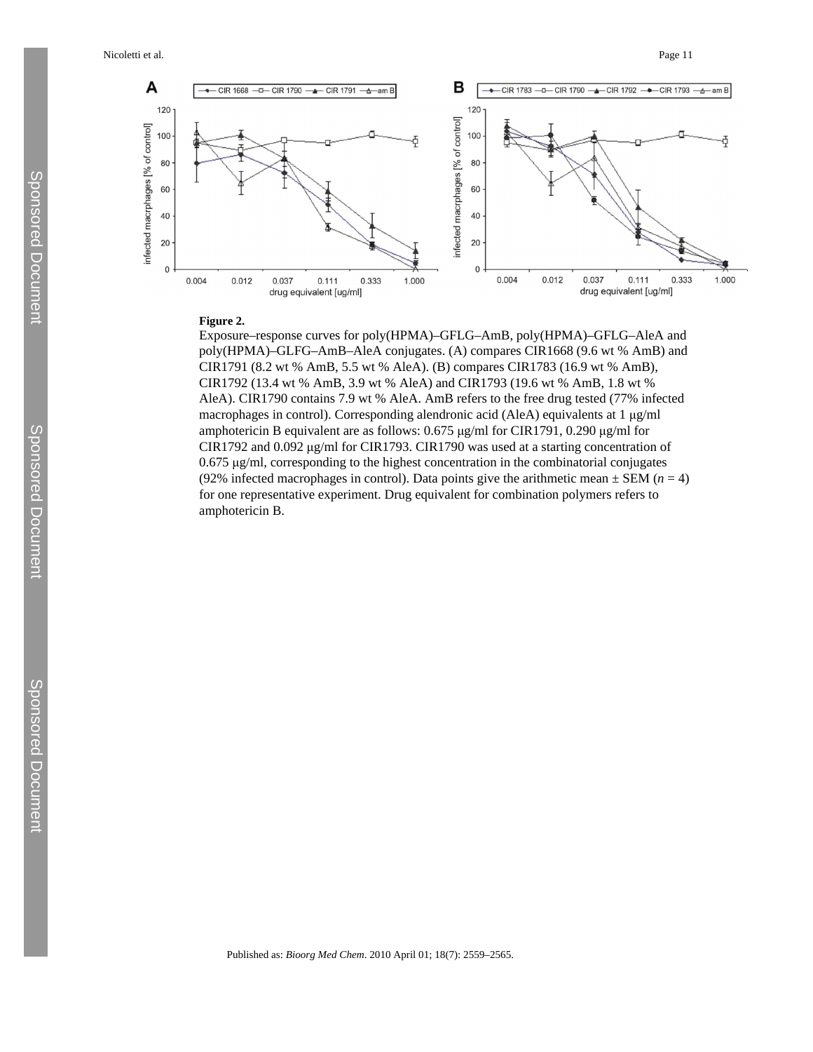**Figure 2.**

Exposure–response curves for poly(HPMA)–GFLG–AmB, poly(HPMA)–GFLG–AleA and poly(HPMA)–GLFG–AmB–AleA conjugates. (A) compares CIR1668 (9.6 wt % AmB) and CIR1791 (8.2 wt % AmB, 5.5 wt % AleA). (B) compares CIR1783 (16.9 wt % AmB), CIR1792 (13.4 wt % AmB, 3.9 wt % AleA) and CIR1793 (19.6 wt % AmB, 1.8 wt % AleA). CIR1790 contains 7.9 wt % AleA. AmB refers to the free drug tested (77% infected macrophages in control). Corresponding alendronic acid (AleA) equivalents at 1 μg/ml amphotericin B equivalent are as follows: 0.675 μg/ml for CIR1791, 0.290 μg/ml for CIR1792 and 0.092 μg/ml for CIR1793. CIR1790 was used at a starting concentration of 0.675 μg/ml, corresponding to the highest concentration in the combinatorial conjugates (92% infected macrophages in control). Data points give the arithmetic mean ± SEM ($n$ = 4) for one representative experiment. Drug equivalent for combination polymers refers to amphotericin B.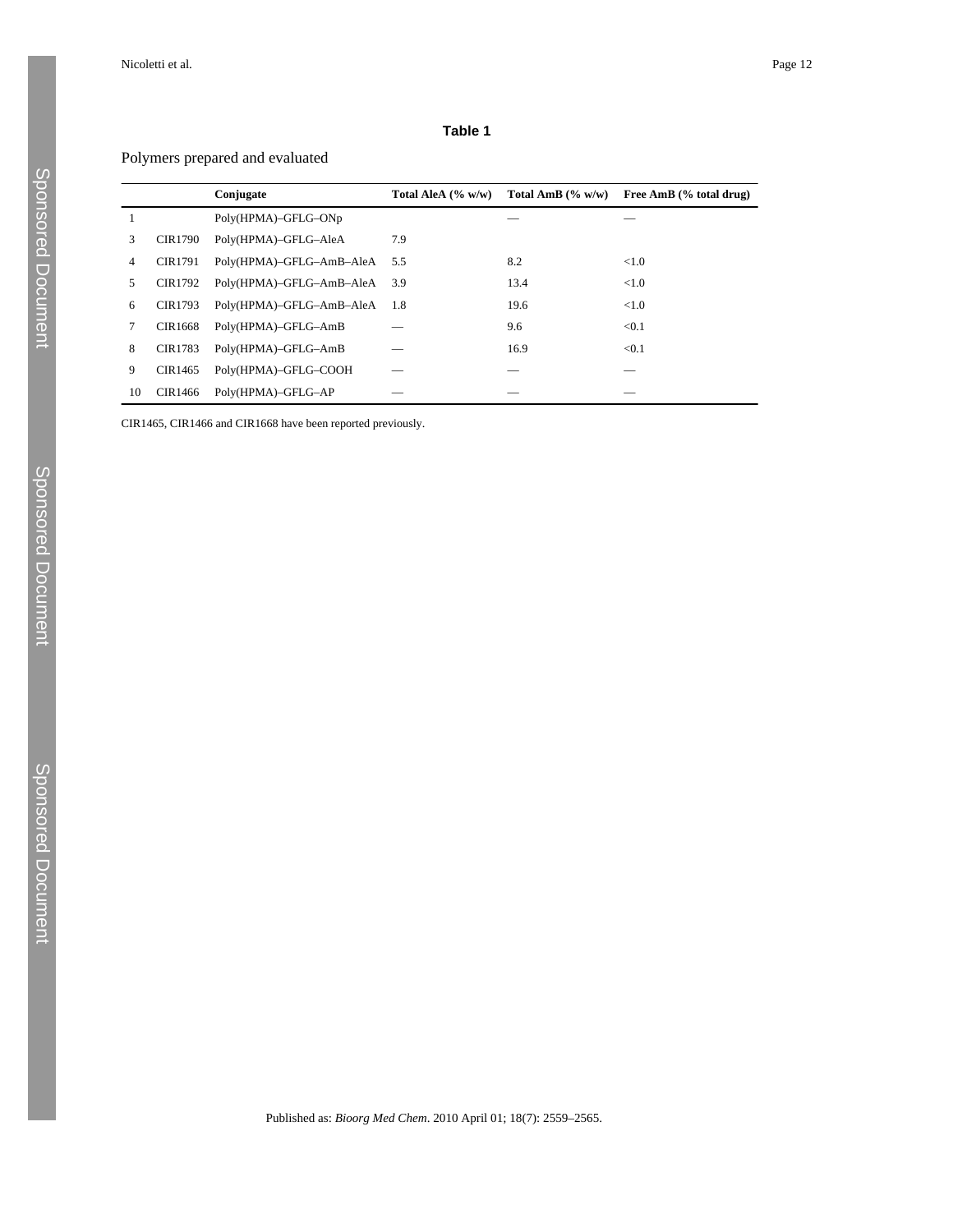**Table 1**

Polymers prepared and evaluated

| | | Conjugate | Total AleA (% w/w) | Total AmB (% w/w) | Free AmB (% total drug) |
|---|---|---|---|---|---|
| 1 | | Poly(HPMA)–GFLG–ONp | | — | — |
| 3 | CIR1790 | Poly(HPMA)–GFLG–AleA | 7.9 | | |
| 4 | CIR1791 | Poly(HPMA)–GFLG–AmB–AleA | 5.5 | 8.2 | <1.0 |
| 5 | CIR1792 | Poly(HPMA)–GFLG–AmB–AleA | 3.9 | 13.4 | <1.0 |
| 6 | CIR1793 | Poly(HPMA)–GFLG–AmB–AleA | 1.8 | 19.6 | <1.0 |
| 7 | CIR1668 | Poly(HPMA)–GFLG–AmB | — | 9.6 | <0.1 |
| 8 | CIR1783 | Poly(HPMA)–GFLG–AmB | — | 16.9 | <0.1 |
| 9 | CIR1465 | Poly(HPMA)–GFLG–COOH | — | — | — |
| 10 | CIR1466 | Poly(HPMA)–GFLG–AP | — | — | — |

CIR1465, CIR1466 and CIR1668 have been reported previously.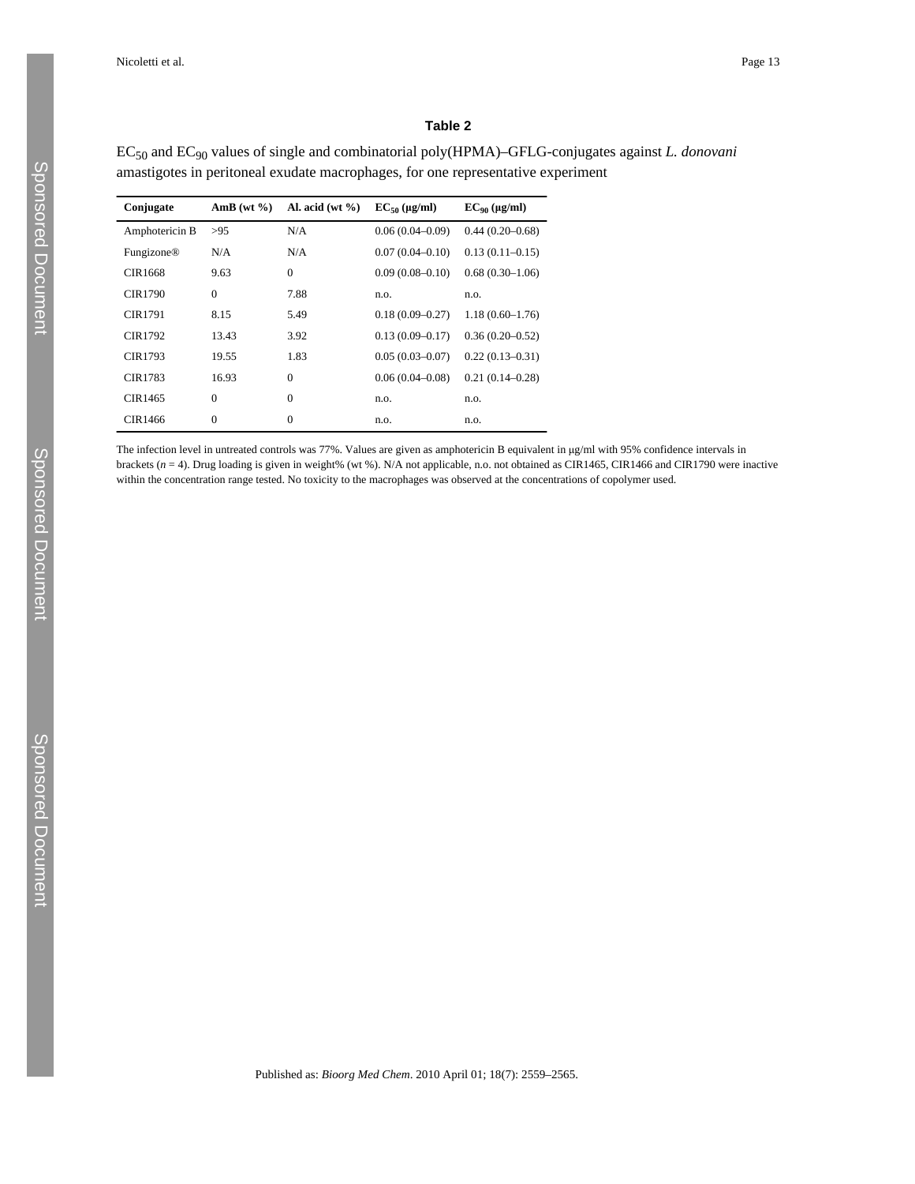## Table 2

$EC_{50}$ and $EC_{90}$ values of single and combinatorial poly(HPMA)–GFLG-conjugates against *L. donovani* amastigotes in peritoneal exudate macrophages, for one representative experiment

| Conjugate | AmB (wt %) | Al. acid (wt %) | $EC_{50}$ (μg/ml) | $EC_{90}$ (μg/ml) |
|---|---|---|---|---|
| Amphotericin B | >95 | N/A | 0.06 (0.04–0.09) | 0.44 (0.20–0.68) |
| Fungizone® | N/A | N/A | 0.07 (0.04–0.10) | 0.13 (0.11–0.15) |
| CIR1668 | 9.63 | 0 | 0.09 (0.08–0.10) | 0.68 (0.30–1.06) |
| CIR1790 | 0 | 7.88 | n.o. | n.o. |
| CIR1791 | 8.15 | 5.49 | 0.18 (0.09–0.27) | 1.18 (0.60–1.76) |
| CIR1792 | 13.43 | 3.92 | 0.13 (0.09–0.17) | 0.36 (0.20–0.52) |
| CIR1793 | 19.55 | 1.83 | 0.05 (0.03–0.07) | 0.22 (0.13–0.31) |
| CIR1783 | 16.93 | 0 | 0.06 (0.04–0.08) | 0.21 (0.14–0.28) |
| CIR1465 | 0 | 0 | n.o. | n.o. |
| CIR1466 | 0 | 0 | n.o. | n.o. |

The infection level in untreated controls was 77%. Values are given as amphotericin B equivalent in μg/ml with 95% confidence intervals in brackets ($n$ = 4). Drug loading is given in weight% (wt %). N/A not applicable, n.o. not obtained as CIR1465, CIR1466 and CIR1790 were inactive within the concentration range tested. No toxicity to the macrophages was observed at the concentrations of copolymer used.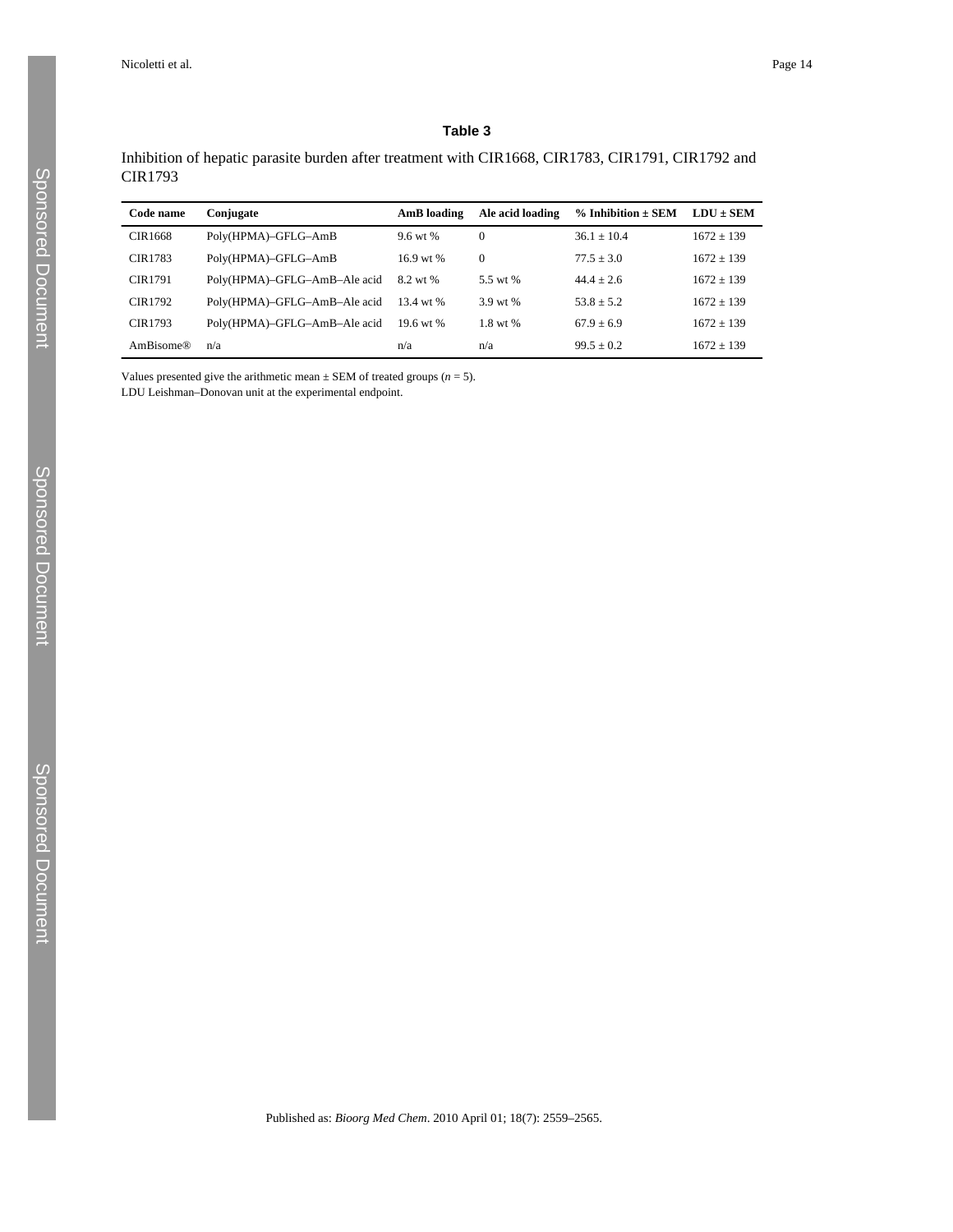## Table 3

Inhibition of hepatic parasite burden after treatment with CIR1668, CIR1783, CIR1791, CIR1792 and CIR1793

| Code name | Conjugate | AmB loading | Ale acid loading | % Inhibition ± SEM | LDU ± SEM |
|---|---|---|---|---|---|
| CIR1668 | Poly(HPMA)–GFLG–AmB | 9.6 wt % | 0 | 36.1 ± 10.4 | 1672 ± 139 |
| CIR1783 | Poly(HPMA)–GFLG–AmB | 16.9 wt % | 0 | 77.5 ± 3.0 | 1672 ± 139 |
| CIR1791 | Poly(HPMA)–GFLG–AmB–Ale acid | 8.2 wt % | 5.5 wt % | 44.4 ± 2.6 | 1672 ± 139 |
| CIR1792 | Poly(HPMA)–GFLG–AmB–Ale acid | 13.4 wt % | 3.9 wt % | 53.8 ± 5.2 | 1672 ± 139 |
| CIR1793 | Poly(HPMA)–GFLG–AmB–Ale acid | 19.6 wt % | 1.8 wt % | 67.9 ± 6.9 | 1672 ± 139 |
| AmBisome® | n/a | n/a | n/a | 99.5 ± 0.2 | 1672 ± 139 |

Values presented give the arithmetic mean ± SEM of treated groups ($n = 5$).

LDU Leishman–Donovan unit at the experimental endpoint.